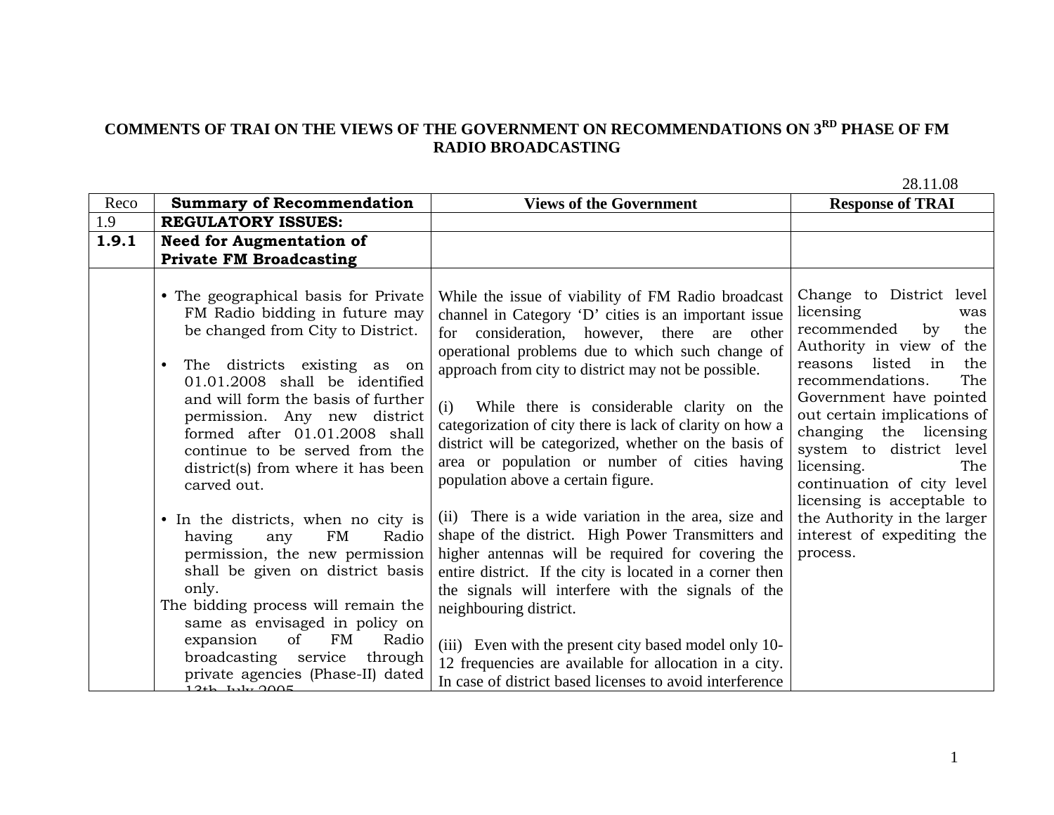# COMMENTS OF TRAI ON THE VIEWS OF THE GOVERNMENT ON RECOMMENDATIONS ON 3RD PHASE OF FM RADIO BROADCASTING

28.11.08

| Reco | Summary of Recommendation | Views of the Government | Response of TRAI |
|---|---|---|---|
| 1.9 | **REGULATORY ISSUES:** | | |
| **1.9.1** | **Need for Augmentation of Private FM Broadcasting** | | |
| | • The geographical basis for Private FM Radio bidding in future may be changed from City to District.<br><br>• The districts existing as on 01.01.2008 shall be identified and will form the basis of further permission. Any new district formed after 01.01.2008 shall continue to be served from the district(s) from where it has been carved out.<br><br>• In the districts, when no city is having any FM Radio permission, the new permission shall be given on district basis only.<br>The bidding process will remain the same as envisaged in policy on expansion of FM Radio broadcasting service through private agencies (Phase-II) dated 13th July 2005 | While the issue of viability of FM Radio broadcast channel in Category 'D' cities is an important issue for consideration, however, there are other operational problems due to which such change of approach from city to district may not be possible.<br><br>(i) While there is considerable clarity on the categorization of city there is lack of clarity on how a district will be categorized, whether on the basis of area or population or number of cities having population above a certain figure.<br><br>(ii) There is a wide variation in the area, size and shape of the district. High Power Transmitters and higher antennas will be required for covering the entire district. If the city is located in a corner then the signals will interfere with the signals of the neighbouring district.<br><br>(iii) Even with the present city based model only 10-12 frequencies are available for allocation in a city. In case of district based licenses to avoid interference | Change to District level licensing was recommended by the Authority in view of the reasons listed in the recommendations. The Government have pointed out certain implications of changing the licensing system to district level licensing. The continuation of city level licensing is acceptable to the Authority in the larger interest of expediting the process. |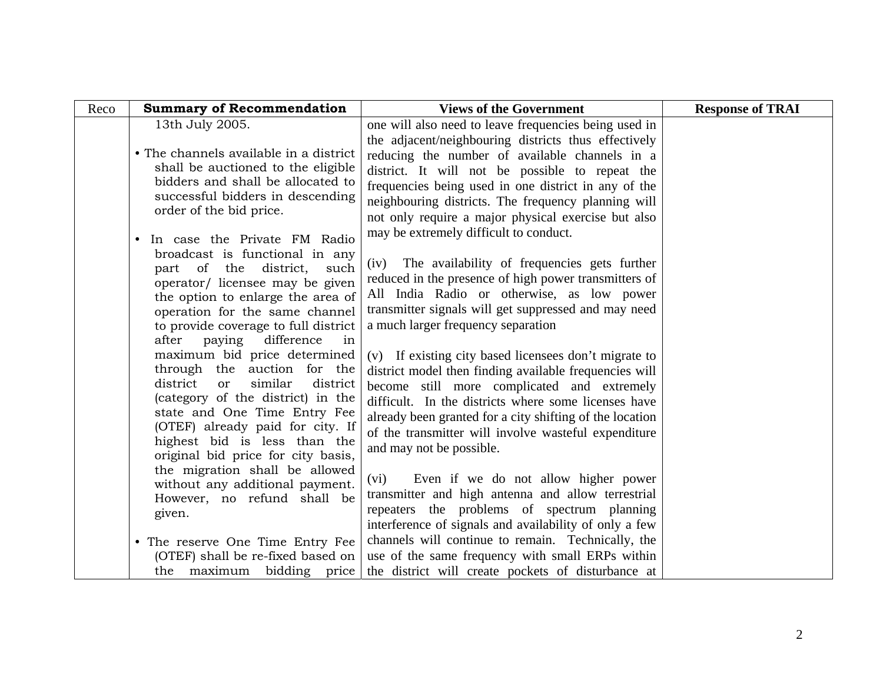| Reco | Summary of Recommendation | Views of the Government | Response of TRAI |
|---|---|---|---|
| | 13th July 2005.<br><br>• The channels available in a district shall be auctioned to the eligible bidders and shall be allocated to successful bidders in descending order of the bid price.<br><br>• In case the Private FM Radio broadcast is functional in any part of the district, such operator/ licensee may be given the option to enlarge the area of operation for the same channel to provide coverage to full district after paying difference in maximum bid price determined through the auction for the district or similar district (category of the district) in the state and One Time Entry Fee (OTEF) already paid for city. If highest bid is less than the original bid price for city basis, the migration shall be allowed without any additional payment. However, no refund shall be given.<br><br>• The reserve One Time Entry Fee (OTEF) shall be re-fixed based on the maximum bidding price | one will also need to leave frequencies being used in the adjacent/neighbouring districts thus effectively reducing the number of available channels in a district. It will not be possible to repeat the frequencies being used in one district in any of the neighbouring districts. The frequency planning will not only require a major physical exercise but also may be extremely difficult to conduct.<br><br>(iv) The availability of frequencies gets further reduced in the presence of high power transmitters of All India Radio or otherwise, as low power transmitter signals will get suppressed and may need a much larger frequency separation<br><br>(v) If existing city based licensees don't migrate to district model then finding available frequencies will become still more complicated and extremely difficult. In the districts where some licenses have already been granted for a city shifting of the location of the transmitter will involve wasteful expenditure and may not be possible.<br><br>(vi) Even if we do not allow higher power transmitter and high antenna and allow terrestrial repeaters the problems of spectrum planning interference of signals and availability of only a few channels will continue to remain. Technically, the use of the same frequency with small ERPs within the district will create pockets of disturbance at | |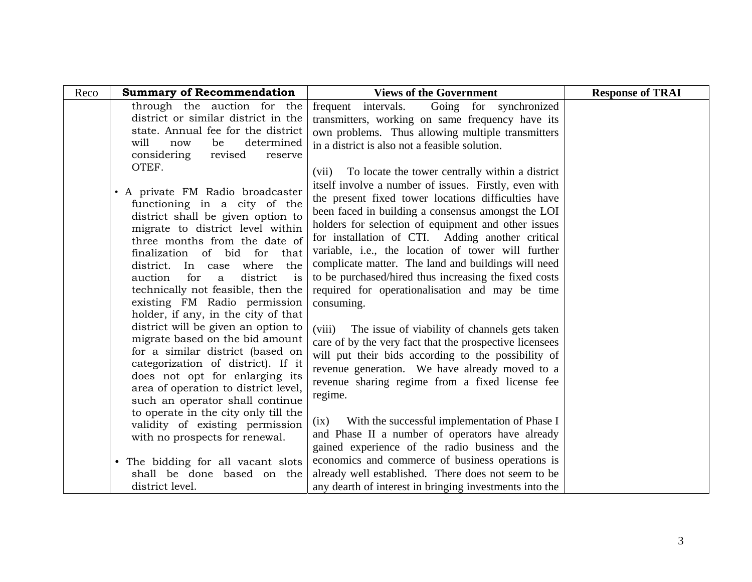| Reco | Summary of Recommendation | Views of the Government | Response of TRAI |
|---|---|---|---|
| | through the auction for the district or similar district in the state. Annual fee for the district will now be determined considering revised reserve OTEF.<br><br>• A private FM Radio broadcaster functioning in a city of the district shall be given option to migrate to district level within three months from the date of finalization of bid for that district. In case where the auction for a district is technically not feasible, then the existing FM Radio permission holder, if any, in the city of that district will be given an option to migrate based on the bid amount for a similar district (based on categorization of district). If it does not opt for enlarging its area of operation to district level, such an operator shall continue to operate in the city only till the validity of existing permission with no prospects for renewal.<br><br>• The bidding for all vacant slots shall be done based on the district level. | frequent intervals. Going for synchronized transmitters, working on same frequency have its own problems. Thus allowing multiple transmitters in a district is also not a feasible solution.<br><br>(vii) To locate the tower centrally within a district itself involve a number of issues. Firstly, even with the present fixed tower locations difficulties have been faced in building a consensus amongst the LOI holders for selection of equipment and other issues for installation of CTI. Adding another critical variable, i.e., the location of tower will further complicate matter. The land and buildings will need to be purchased/hired thus increasing the fixed costs required for operationalisation and may be time consuming.<br><br>(viii) The issue of viability of channels gets taken care of by the very fact that the prospective licensees will put their bids according to the possibility of revenue generation. We have already moved to a revenue sharing regime from a fixed license fee regime.<br><br>(ix) With the successful implementation of Phase I and Phase II a number of operators have already gained experience of the radio business and the economics and commerce of business operations is already well established. There does not seem to be any dearth of interest in bringing investments into the | |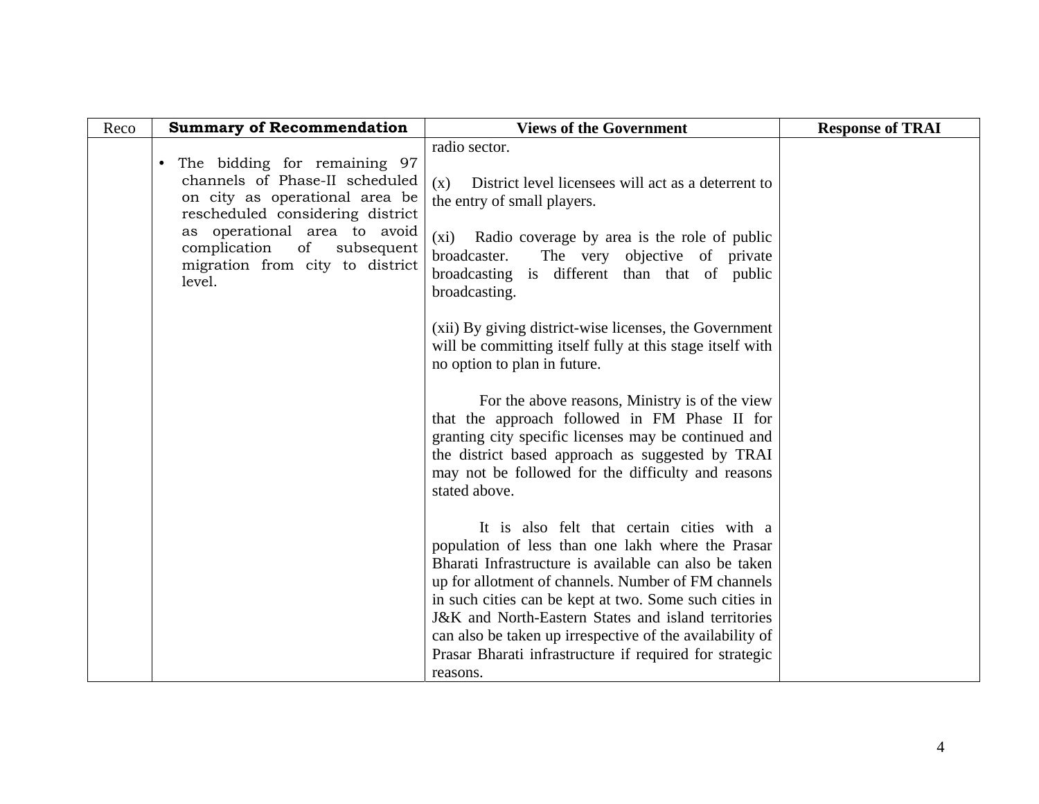| Reco | Summary of Recommendation | Views of the Government | Response of TRAI |
|---|---|---|---|
| | • The bidding for remaining 97 channels of Phase-II scheduled on city as operational area be rescheduled considering district as operational area to avoid complication of subsequent migration from city to district level. | radio sector.<br><br>(x) District level licensees will act as a deterrent to the entry of small players.<br><br>(xi) Radio coverage by area is the role of public broadcaster. The very objective of private broadcasting is different than that of public broadcasting.<br><br>(xii) By giving district-wise licenses, the Government will be committing itself fully at this stage itself with no option to plan in future.<br><br>For the above reasons, Ministry is of the view that the approach followed in FM Phase II for granting city specific licenses may be continued and the district based approach as suggested by TRAI may not be followed for the difficulty and reasons stated above.<br><br>It is also felt that certain cities with a population of less than one lakh where the Prasar Bharati Infrastructure is available can also be taken up for allotment of channels. Number of FM channels in such cities can be kept at two. Some such cities in J&K and North-Eastern States and island territories can also be taken up irrespective of the availability of Prasar Bharati infrastructure if required for strategic reasons. | |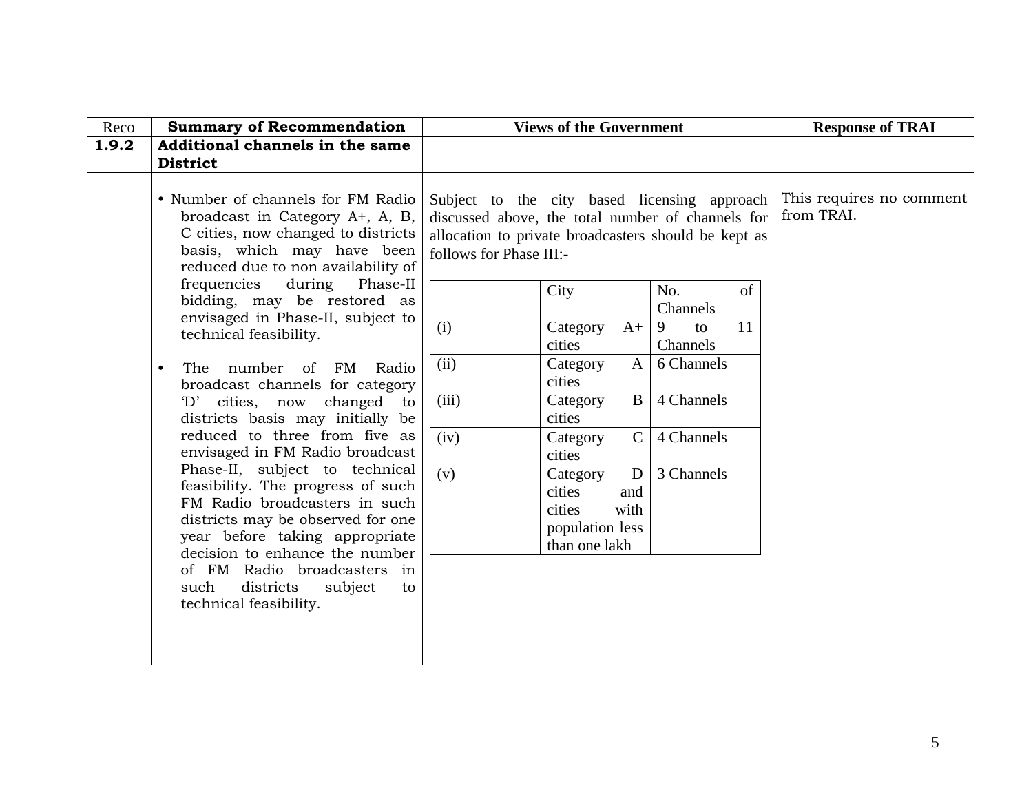| Reco | Summary of Recommendation | Views of the Government | Response of TRAI |
|---|---|---|---|
| **1.9.2** | **Additional channels in the same District** | | |
| | • Number of channels for FM Radio broadcast in Category A+, A, B, C cities, now changed to districts basis, which may have been reduced due to non availability of frequencies during Phase-II bidding, may be restored as envisaged in Phase-II, subject to technical feasibility.<br><br>• The number of FM Radio broadcast channels for category 'D' cities, now changed to districts basis may initially be reduced to three from five as envisaged in FM Radio broadcast Phase-II, subject to technical feasibility. The progress of such FM Radio broadcasters in such districts may be observed for one year before taking appropriate decision to enhance the number of FM Radio broadcasters in such districts subject to technical feasibility. | Subject to the city based licensing approach discussed above, the total number of channels for allocation to private broadcasters should be kept as follows for Phase III:-<br><br>(i) Category A+ cities – 9 to 11 Channels<br>(ii) Category A cities – 6 Channels<br>(iii) Category B cities – 4 Channels<br>(iv) Category C cities – 4 Channels<br>(v) Category D cities and cities with population less than one lakh – 3 Channels | This requires no comment from TRAI. |

Table (within Views of the Government):

| | City | No. of Channels |
|---|---|---|
| (i) | Category A+ cities | 9 to 11 Channels |
| (ii) | Category A cities | 6 Channels |
| (iii) | Category B cities | 4 Channels |
| (iv) | Category C cities | 4 Channels |
| (v) | Category D cities and cities with population less than one lakh | 3 Channels |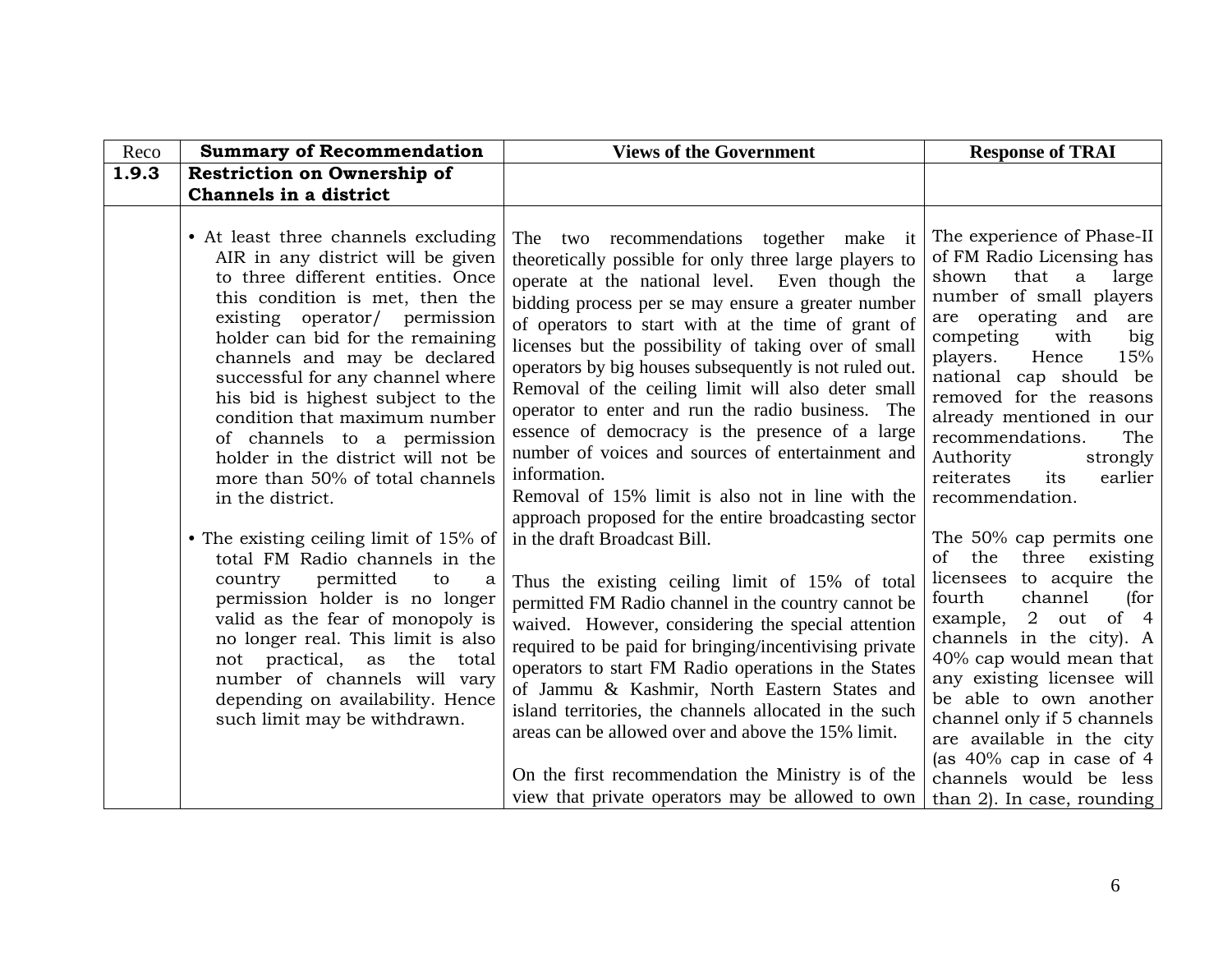| Reco | Summary of Recommendation | Views of the Government | Response of TRAI |
|---|---|---|---|
| **1.9.3** | **Restriction on Ownership of Channels in a district** | | |
| | • At least three channels excluding AIR in any district will be given to three different entities. Once this condition is met, then the existing operator/ permission holder can bid for the remaining channels and may be declared successful for any channel where his bid is highest subject to the condition that maximum number of channels to a permission holder in the district will not be more than 50% of total channels in the district.<br><br>• The existing ceiling limit of 15% of total FM Radio channels in the country permitted to a permission holder is no longer valid as the fear of monopoly is no longer real. This limit is also not practical, as the total number of channels will vary depending on availability. Hence such limit may be withdrawn. | The two recommendations together make it theoretically possible for only three large players to operate at the national level. Even though the bidding process per se may ensure a greater number of operators to start with at the time of grant of licenses but the possibility of taking over of small operators by big houses subsequently is not ruled out. Removal of the ceiling limit will also deter small operator to enter and run the radio business. The essence of democracy is the presence of a large number of voices and sources of entertainment and information.<br>Removal of 15% limit is also not in line with the approach proposed for the entire broadcasting sector in the draft Broadcast Bill.<br><br>Thus the existing ceiling limit of 15% of total permitted FM Radio channel in the country cannot be waived. However, considering the special attention required to be paid for bringing/incentivising private operators to start FM Radio operations in the States of Jammu & Kashmir, North Eastern States and island territories, the channels allocated in the such areas can be allowed over and above the 15% limit.<br><br>On the first recommendation the Ministry is of the view that private operators may be allowed to own | The experience of Phase-II of FM Radio Licensing has shown that a large number of small players are operating and are competing with big players. Hence 15% national cap should be removed for the reasons already mentioned in our recommendations. The Authority strongly reiterates its earlier recommendation.<br><br>The 50% cap permits one of the three existing licensees to acquire the fourth channel (for example, 2 out of 4 channels in the city). A 40% cap would mean that any existing licensee will be able to own another channel only if 5 channels are available in the city (as 40% cap in case of 4 channels would be less than 2). In case, rounding |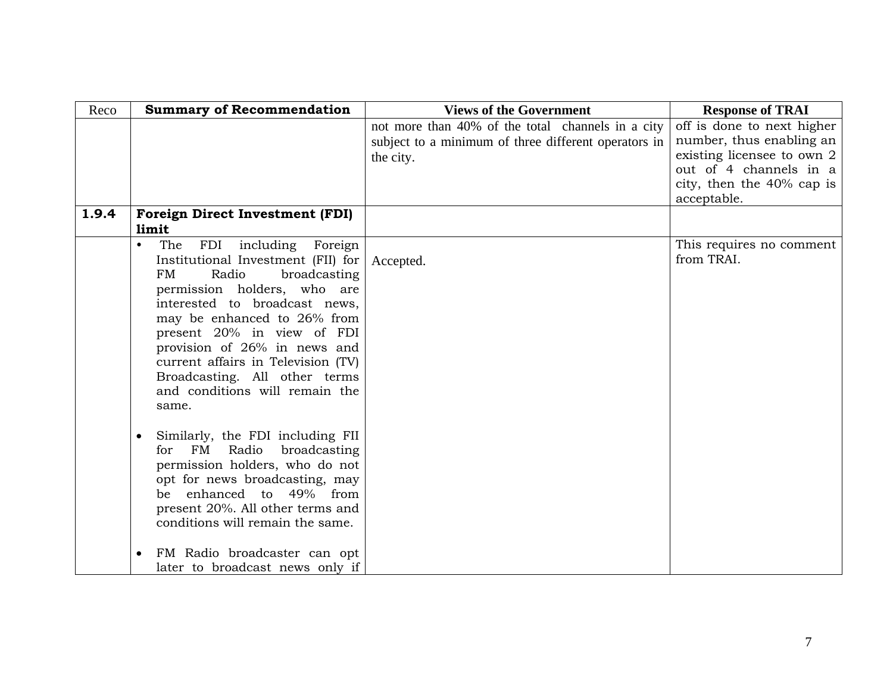| Reco | Summary of Recommendation | Views of the Government | Response of TRAI |
|---|---|---|---|
| | | not more than 40% of the total channels in a city subject to a minimum of three different operators in the city. | off is done to next higher number, thus enabling an existing licensee to own 2 out of 4 channels in a city, then the 40% cap is acceptable. |
| **1.9.4** | **Foreign Direct Investment (FDI) limit** | | |
| | • The FDI including Foreign Institutional Investment (FII) for FM Radio broadcasting permission holders, who are interested to broadcast news, may be enhanced to 26% from present 20% in view of FDI provision of 26% in news and current affairs in Television (TV) Broadcasting. All other terms and conditions will remain the same.<br><br>• Similarly, the FDI including FII for FM Radio broadcasting permission holders, who do not opt for news broadcasting, may be enhanced to 49% from present 20%. All other terms and conditions will remain the same.<br><br>• FM Radio broadcaster can opt later to broadcast news only if | Accepted. | This requires no comment from TRAI. |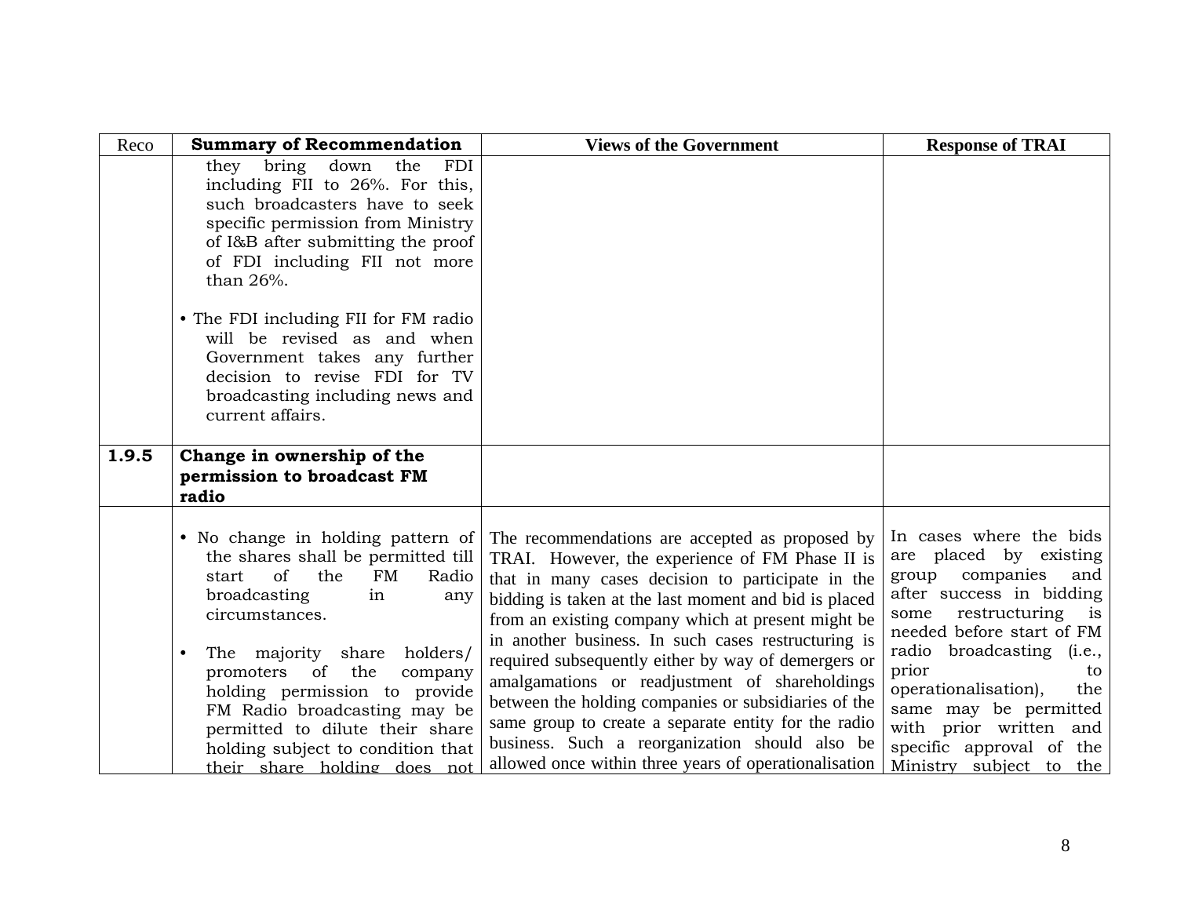| Reco | Summary of Recommendation | Views of the Government | Response of TRAI |
|---|---|---|---|
| | they bring down the FDI including FII to 26%. For this, such broadcasters have to seek specific permission from Ministry of I&B after submitting the proof of FDI including FII not more than 26%.<br><br>• The FDI including FII for FM radio will be revised as and when Government takes any further decision to revise FDI for TV broadcasting including news and current affairs. | | |
| **1.9.5** | **Change in ownership of the permission to broadcast FM radio** | | |
| | • No change in holding pattern of the shares shall be permitted till start of the FM Radio broadcasting in any circumstances.<br><br>• The majority share holders/ promoters of the company holding permission to provide FM Radio broadcasting may be permitted to dilute their share holding subject to condition that their share holding does not | The recommendations are accepted as proposed by TRAI. However, the experience of FM Phase II is that in many cases decision to participate in the bidding is taken at the last moment and bid is placed from an existing company which at present might be in another business. In such cases restructuring is required subsequently either by way of demergers or amalgamations or readjustment of shareholdings between the holding companies or subsidiaries of the same group to create a separate entity for the radio business. Such a reorganization should also be allowed once within three years of operationalisation | In cases where the bids are placed by existing group companies and after success in bidding some restructuring is needed before start of FM radio broadcasting (i.e., prior to operationalisation), the same may be permitted with prior written and specific approval of the Ministry subject to the |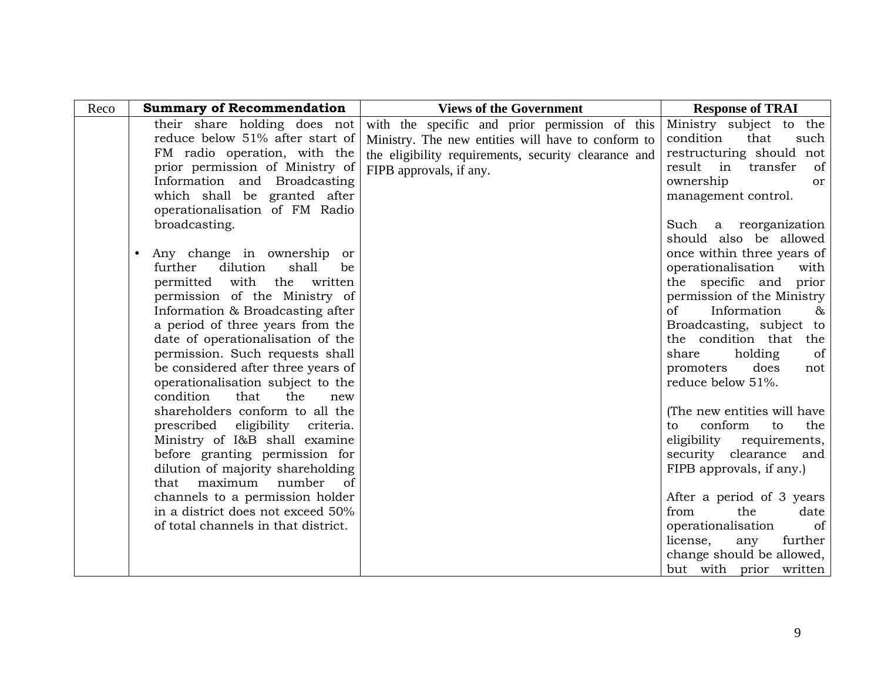| Reco | Summary of Recommendation | Views of the Government | Response of TRAI |
|---|---|---|---|
| | their share holding does not reduce below 51% after start of FM radio operation, with the prior permission of Ministry of Information and Broadcasting which shall be granted after operationalisation of FM Radio broadcasting.<br><br>• Any change in ownership or further dilution shall be permitted with the written permission of the Ministry of Information & Broadcasting after a period of three years from the date of operationalisation of the permission. Such requests shall be considered after three years of operationalisation subject to the condition that the new shareholders conform to all the prescribed eligibility criteria. Ministry of I&B shall examine before granting permission for dilution of majority shareholding that maximum number of channels to a permission holder in a district does not exceed 50% of total channels in that district. | with the specific and prior permission of this Ministry. The new entities will have to conform to the eligibility requirements, security clearance and FIPB approvals, if any. | Ministry subject to the condition that such restructuring should not result in transfer of ownership or management control.<br><br>Such a reorganization should also be allowed once within three years of operationalisation with the specific and prior permission of the Ministry of Information & Broadcasting, subject to the condition that the share holding of promoters does not reduce below 51%.<br><br>(The new entities will have to conform to the eligibility requirements, security clearance and FIPB approvals, if any.)<br><br>After a period of 3 years from the date operationalisation of license, any further change should be allowed, but with prior written |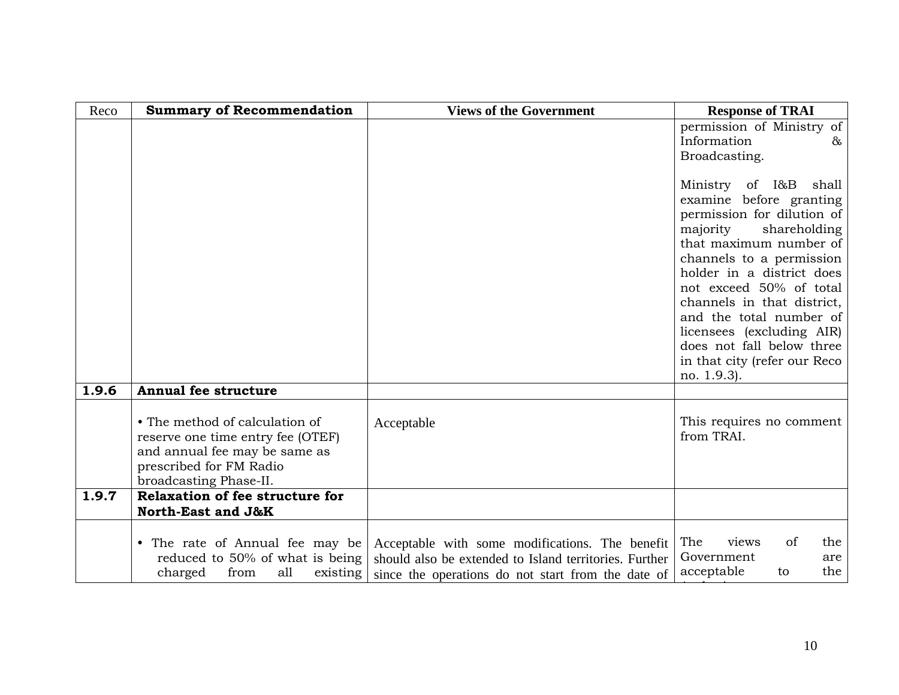| Reco | Summary of Recommendation | Views of the Government | Response of TRAI |
|---|---|---|---|
| | | | permission of Ministry of Information & Broadcasting.<br><br>Ministry of I&B shall examine before granting permission for dilution of majority shareholding that maximum number of channels to a permission holder in a district does not exceed 50% of total channels in that district, and the total number of licensees (excluding AIR) does not fall below three in that city (refer our Reco no. 1.9.3). |
| **1.9.6** | **Annual fee structure** | | |
| | • The method of calculation of reserve one time entry fee (OTEF) and annual fee may be same as prescribed for FM Radio broadcasting Phase-II. | Acceptable | This requires no comment from TRAI. |
| **1.9.7** | **Relaxation of fee structure for North-East and J&K** | | |
| | • The rate of Annual fee may be reduced to 50% of what is being charged from all existing | Acceptable with some modifications. The benefit should also be extended to Island territories. Further since the operations do not start from the date of | The views of the Government are acceptable to the |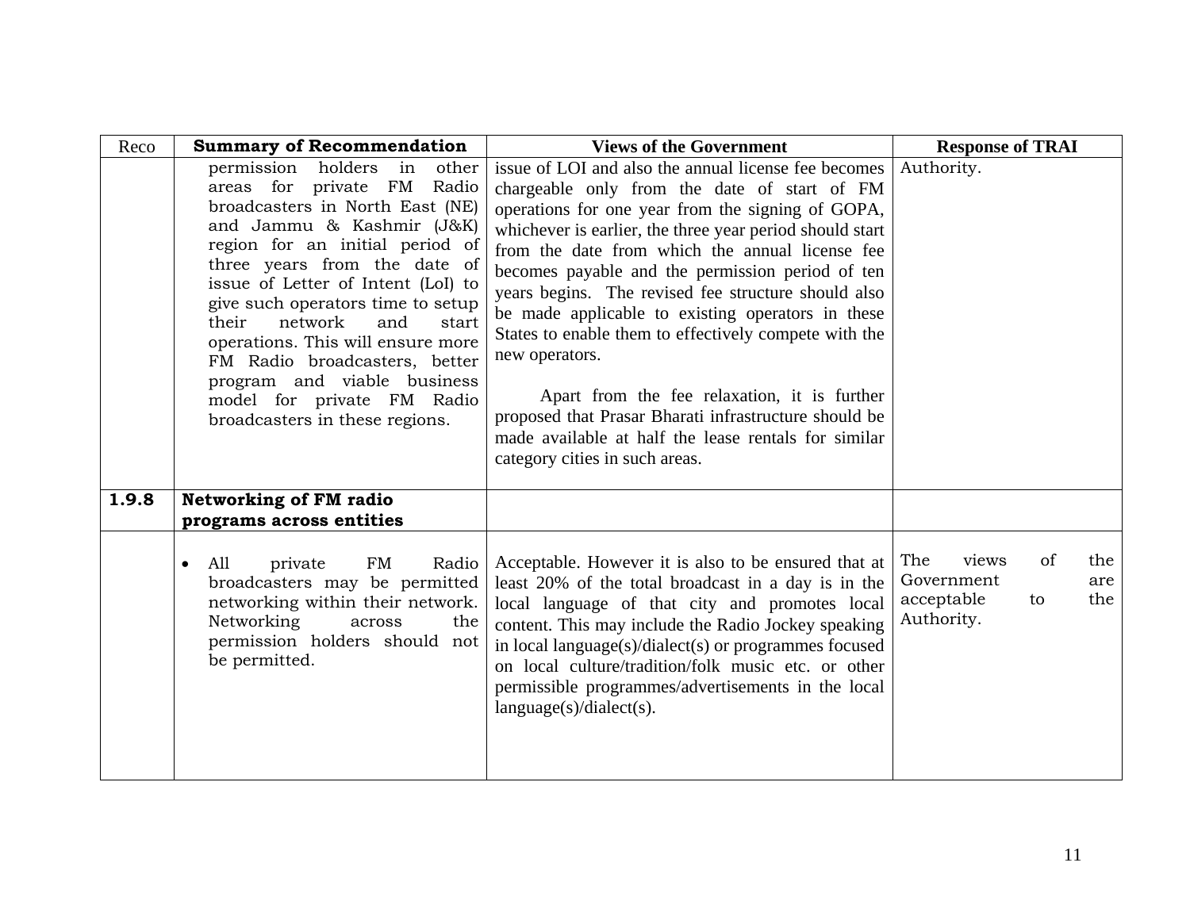| Reco | Summary of Recommendation | Views of the Government | Response of TRAI |
|---|---|---|---|
| | permission holders in other areas for private FM Radio broadcasters in North East (NE) and Jammu & Kashmir (J&K) region for an initial period of three years from the date of issue of Letter of Intent (LoI) to give such operators time to setup their network and start operations. This will ensure more FM Radio broadcasters, better program and viable business model for private FM Radio broadcasters in these regions. | issue of LOI and also the annual license fee becomes chargeable only from the date of start of FM operations for one year from the signing of GOPA, whichever is earlier, the three year period should start from the date from which the annual license fee becomes payable and the permission period of ten years begins. The revised fee structure should also be made applicable to existing operators in these States to enable them to effectively compete with the new operators.<br><br>Apart from the fee relaxation, it is further proposed that Prasar Bharati infrastructure should be made available at half the lease rentals for similar category cities in such areas. | Authority. |
| **1.9.8** | **Networking of FM radio programs across entities** | | |
| | • All private FM Radio broadcasters may be permitted networking within their network. Networking across the permission holders should not be permitted. | Acceptable. However it is also to be ensured that at least 20% of the total broadcast in a day is in the local language of that city and promotes local content. This may include the Radio Jockey speaking in local language(s)/dialect(s) or programmes focused on local culture/tradition/folk music etc. or other permissible programmes/advertisements in the local language(s)/dialect(s). | The views of the Government are acceptable to the Authority. |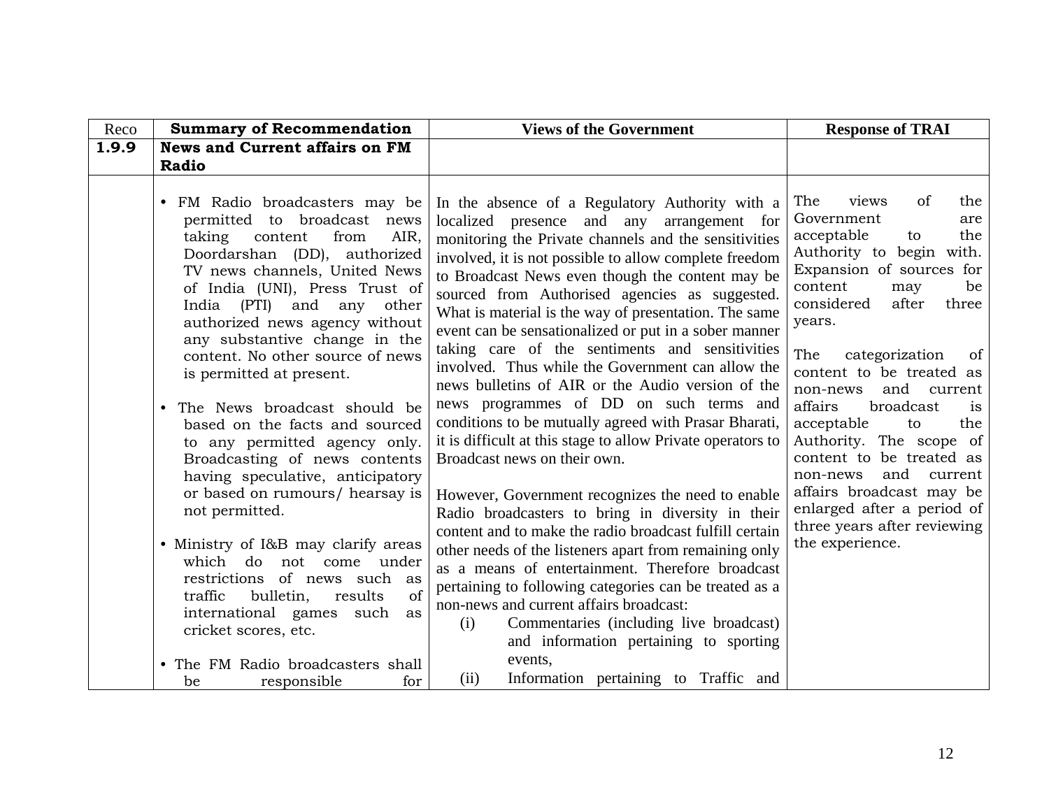| Reco | Summary of Recommendation | Views of the Government | Response of TRAI |
|---|---|---|---|
| **1.9.9** | **News and Current affairs on FM Radio** | | |
| | • FM Radio broadcasters may be permitted to broadcast news taking content from AIR, Doordarshan (DD), authorized TV news channels, United News of India (UNI), Press Trust of India (PTI) and any other authorized news agency without any substantive change in the content. No other source of news is permitted at present.<br><br>• The News broadcast should be based on the facts and sourced to any permitted agency only. Broadcasting of news contents having speculative, anticipatory or based on rumours/ hearsay is not permitted.<br><br>• Ministry of I&B may clarify areas which do not come under restrictions of news such as traffic bulletin, results of international games such as cricket scores, etc.<br><br>• The FM Radio broadcasters shall be responsible for | In the absence of a Regulatory Authority with a localized presence and any arrangement for monitoring the Private channels and the sensitivities involved, it is not possible to allow complete freedom to Broadcast News even though the content may be sourced from Authorised agencies as suggested. What is material is the way of presentation. The same event can be sensationalized or put in a sober manner taking care of the sentiments and sensitivities involved. Thus while the Government can allow the news bulletins of AIR or the Audio version of the news programmes of DD on such terms and conditions to be mutually agreed with Prasar Bharati, it is difficult at this stage to allow Private operators to Broadcast news on their own.<br><br>However, Government recognizes the need to enable Radio broadcasters to bring in diversity in their content and to make the radio broadcast fulfill certain other needs of the listeners apart from remaining only as a means of entertainment. Therefore broadcast pertaining to following categories can be treated as a non-news and current affairs broadcast:<br>(i) Commentaries (including live broadcast) and information pertaining to sporting events,<br>(ii) Information pertaining to Traffic and | The views of the Government are acceptable to the Authority to begin with. Expansion of sources for content may be considered after three years.<br><br>The categorization of content to be treated as non-news and current affairs broadcast is acceptable to the Authority. The scope of content to be treated as non-news and current affairs broadcast may be enlarged after a period of three years after reviewing the experience. |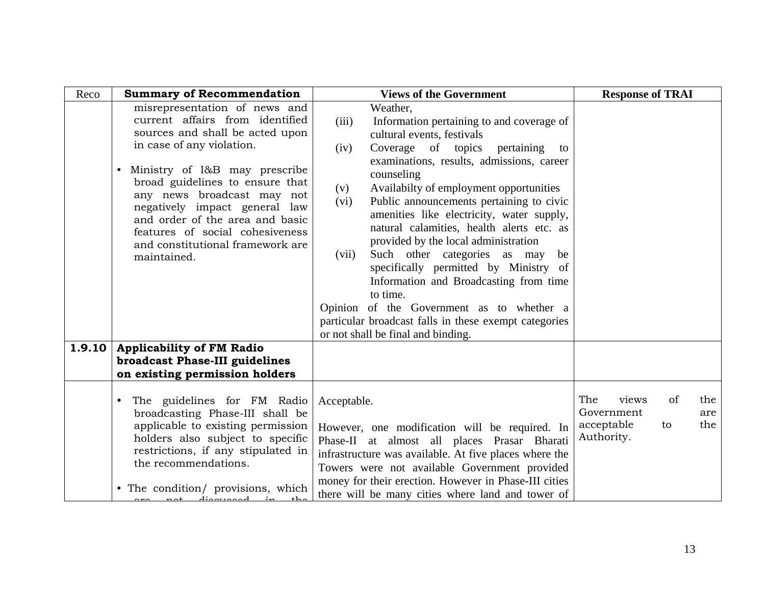| Reco | Summary of Recommendation | Views of the Government | Response of TRAI |
|---|---|---|---|
| | misrepresentation of news and current affairs from identified sources and shall be acted upon in case of any violation.<br><br>• Ministry of I&B may prescribe broad guidelines to ensure that any news broadcast may not negatively impact general law and order of the area and basic features of social cohesiveness and constitutional framework are maintained. | Weather,<br>(iii) Information pertaining to and coverage of cultural events, festivals<br>(iv) Coverage of topics pertaining to examinations, results, admissions, career counseling<br>(v) Availabilty of employment opportunities<br>(vi) Public announcements pertaining to civic amenities like electricity, water supply, natural calamities, health alerts etc. as provided by the local administration<br>(vii) Such other categories as may be specifically permitted by Ministry of Information and Broadcasting from time to time.<br>Opinion of the Government as to whether a particular broadcast falls in these exempt categories or not shall be final and binding. | |
| **1.9.10** | **Applicability of FM Radio broadcast Phase-III guidelines on existing permission holders** | | |
| | • The guidelines for FM Radio broadcasting Phase-III shall be applicable to existing permission holders also subject to specific restrictions, if any stipulated in the recommendations.<br><br>• The condition/ provisions, which are not discussed in the | Acceptable.<br><br>However, one modification will be required. In Phase-II at almost all places Prasar Bharati infrastructure was available. At five places where the Towers were not available Government provided money for their erection. However in Phase-III cities there will be many cities where land and tower of | The views of the Government are acceptable to the Authority. |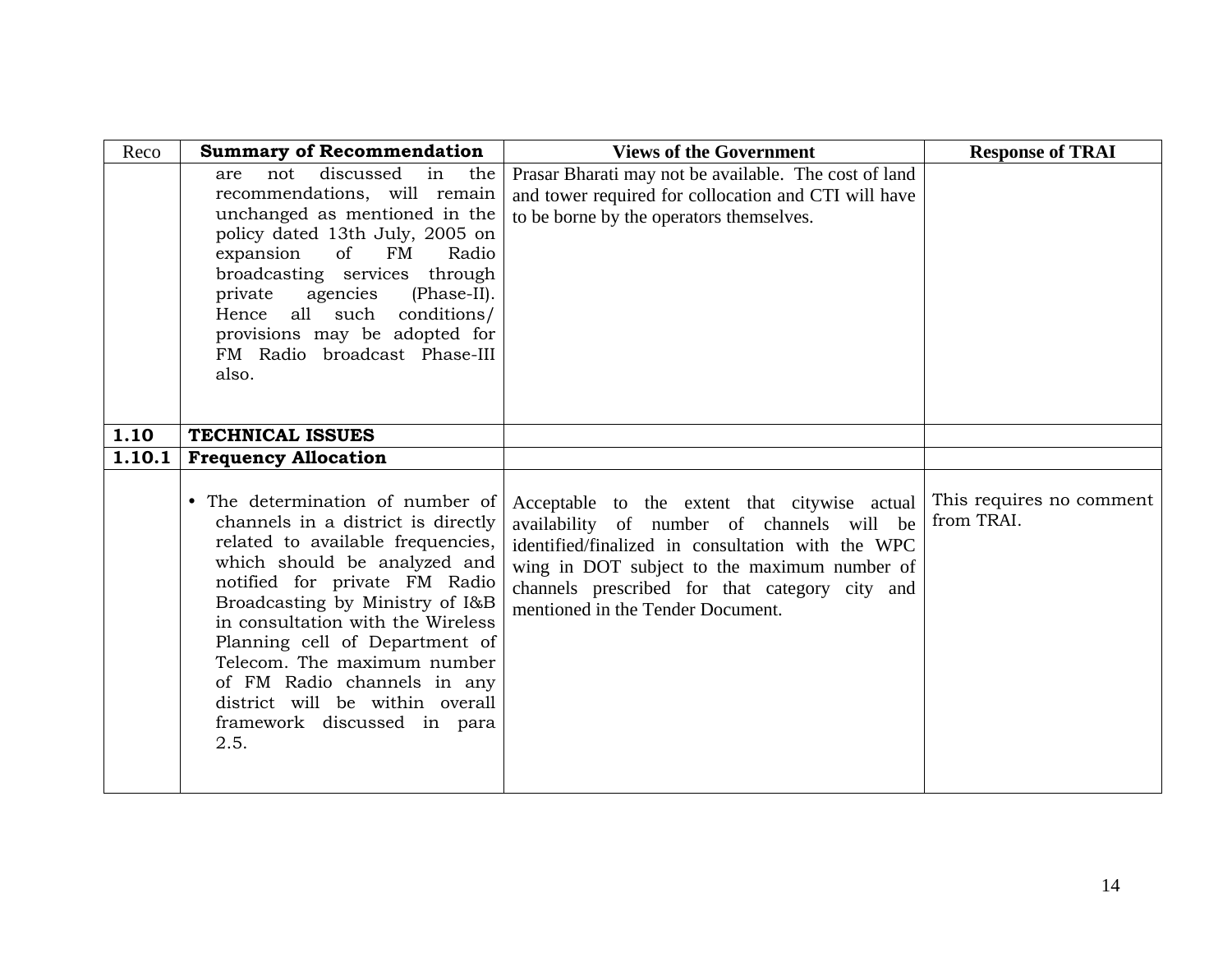| Reco | Summary of Recommendation | Views of the Government | Response of TRAI |
|---|---|---|---|
| | are not discussed in the recommendations, will remain unchanged as mentioned in the policy dated 13th July, 2005 on expansion of FM Radio broadcasting services through private agencies (Phase-II). Hence all such conditions/ provisions may be adopted for FM Radio broadcast Phase-III also. | Prasar Bharati may not be available. The cost of land and tower required for collocation and CTI will have to be borne by the operators themselves. | |
| **1.10** | **TECHNICAL ISSUES** | | |
| **1.10.1** | **Frequency Allocation** | | |
| | • The determination of number of channels in a district is directly related to available frequencies, which should be analyzed and notified for private FM Radio Broadcasting by Ministry of I&B in consultation with the Wireless Planning cell of Department of Telecom. The maximum number of FM Radio channels in any district will be within overall framework discussed in para 2.5. | Acceptable to the extent that citywise actual availability of number of channels will be identified/finalized in consultation with the WPC wing in DOT subject to the maximum number of channels prescribed for that category city and mentioned in the Tender Document. | This requires no comment from TRAI. |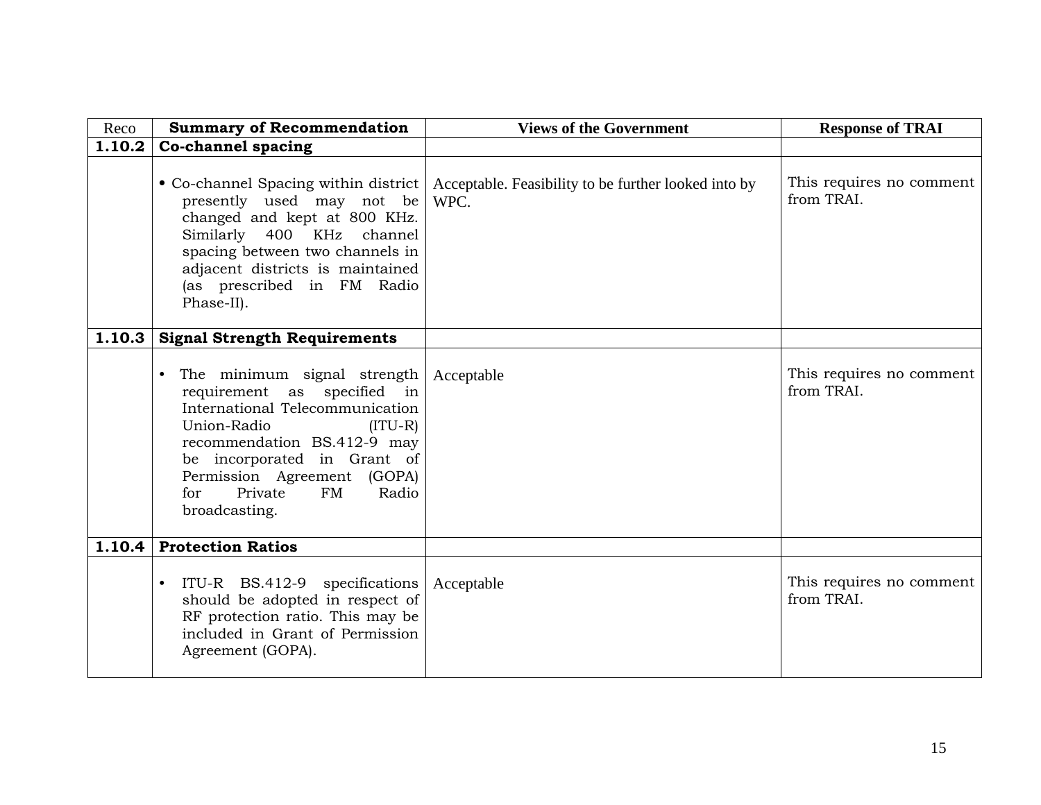| Reco | Summary of Recommendation | Views of the Government | Response of TRAI |
|---|---|---|---|
| **1.10.2** | **Co-channel spacing** | | |
| | • Co-channel Spacing within district presently used may not be changed and kept at 800 KHz. Similarly 400 KHz channel spacing between two channels in adjacent districts is maintained (as prescribed in FM Radio Phase-II). | Acceptable. Feasibility to be further looked into by WPC. | This requires no comment from TRAI. |
| **1.10.3** | **Signal Strength Requirements** | | |
| | • The minimum signal strength requirement as specified in International Telecommunication Union-Radio (ITU-R) recommendation BS.412-9 may be incorporated in Grant of Permission Agreement (GOPA) for Private FM Radio broadcasting. | Acceptable | This requires no comment from TRAI. |
| **1.10.4** | **Protection Ratios** | | |
| | • ITU-R BS.412-9 specifications should be adopted in respect of RF protection ratio. This may be included in Grant of Permission Agreement (GOPA). | Acceptable | This requires no comment from TRAI. |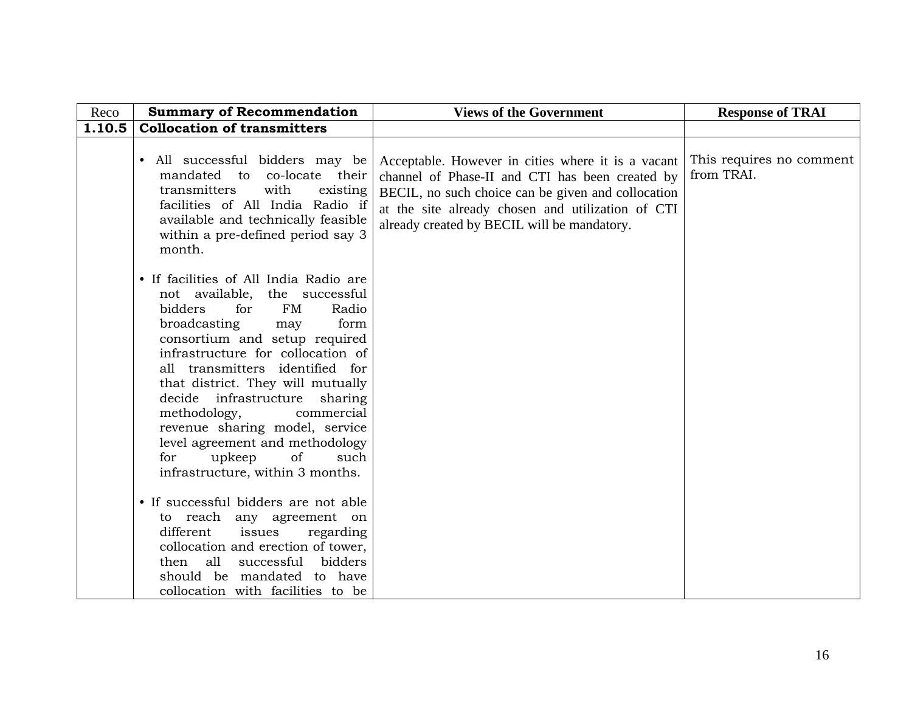| Reco | Summary of Recommendation | Views of the Government | Response of TRAI |
|---|---|---|---|
| **1.10.5** | **Collocation of transmitters** | | |
| | • All successful bidders may be mandated to co-locate their transmitters with existing facilities of All India Radio if available and technically feasible within a pre-defined period say 3 month.<br><br>• If facilities of All India Radio are not available, the successful bidders for FM Radio broadcasting may form consortium and setup required infrastructure for collocation of all transmitters identified for that district. They will mutually decide infrastructure sharing methodology, commercial revenue sharing model, service level agreement and methodology for upkeep of such infrastructure, within 3 months.<br><br>• If successful bidders are not able to reach any agreement on different issues regarding collocation and erection of tower, then all successful bidders should be mandated to have collocation with facilities to be | Acceptable. However in cities where it is a vacant channel of Phase-II and CTI has been created by BECIL, no such choice can be given and collocation at the site already chosen and utilization of CTI already created by BECIL will be mandatory. | This requires no comment from TRAI. |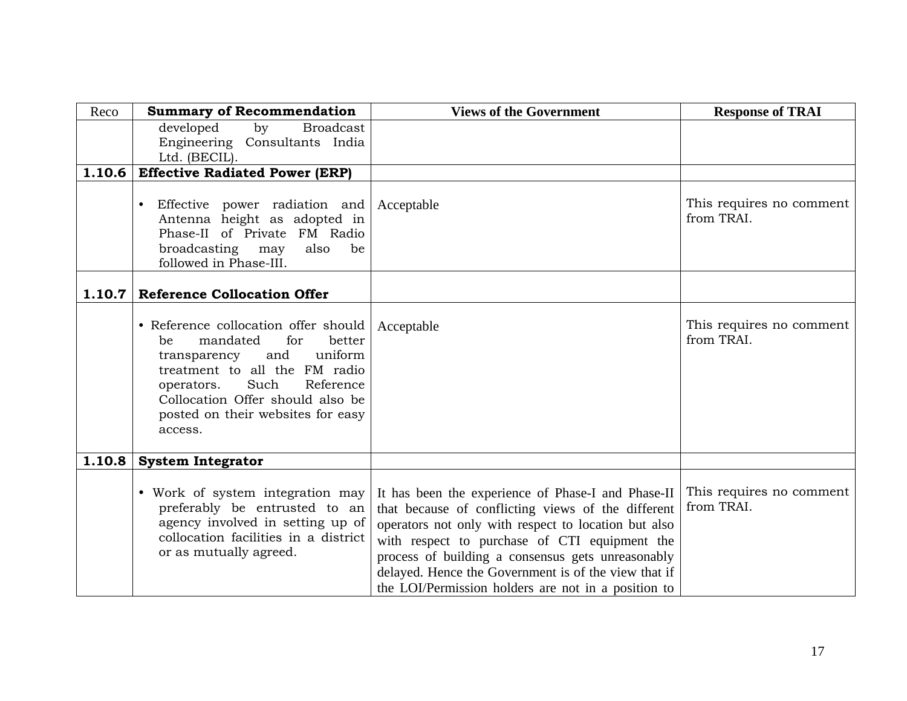| Reco | Summary of Recommendation | Views of the Government | Response of TRAI |
|---|---|---|---|
| | developed by Broadcast Engineering Consultants India Ltd. (BECIL). | | |
| **1.10.6** | **Effective Radiated Power (ERP)** | | |
| | • Effective power radiation and Antenna height as adopted in Phase-II of Private FM Radio broadcasting may also be followed in Phase-III. | Acceptable | This requires no comment from TRAI. |
| **1.10.7** | **Reference Collocation Offer** | | |
| | • Reference collocation offer should be mandated for better transparency and uniform treatment to all the FM radio operators. Such Reference Collocation Offer should also be posted on their websites for easy access. | Acceptable | This requires no comment from TRAI. |
| **1.10.8** | **System Integrator** | | |
| | • Work of system integration may preferably be entrusted to an agency involved in setting up of collocation facilities in a district or as mutually agreed. | It has been the experience of Phase-I and Phase-II that because of conflicting views of the different operators not only with respect to location but also with respect to purchase of CTI equipment the process of building a consensus gets unreasonably delayed. Hence the Government is of the view that if the LOI/Permission holders are not in a position to | This requires no comment from TRAI. |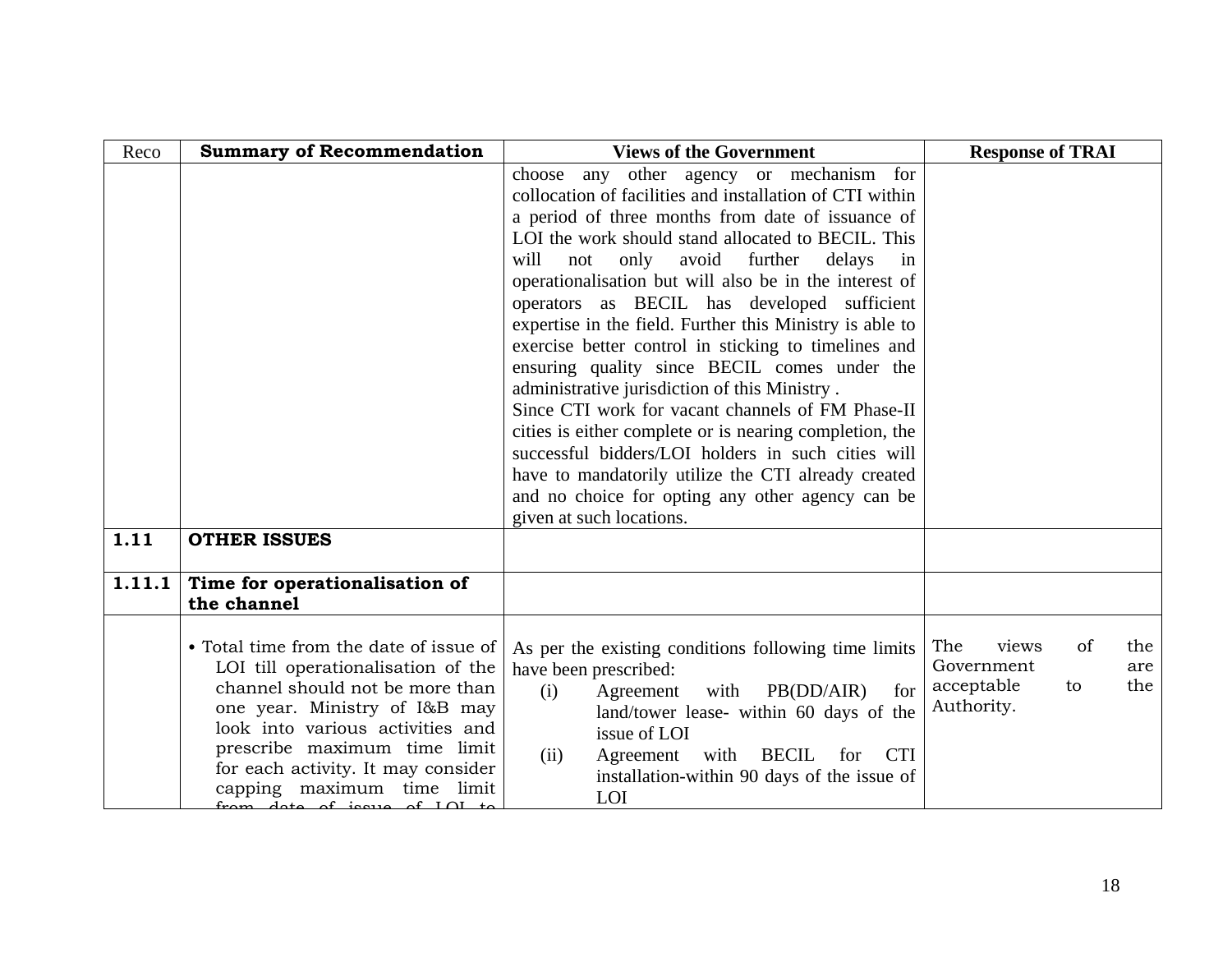| Reco | Summary of Recommendation | Views of the Government | Response of TRAI |
|---|---|---|---|
| | | choose any other agency or mechanism for collocation of facilities and installation of CTI within a period of three months from date of issuance of LOI the work should stand allocated to BECIL. This will not only avoid further delays in operationalisation but will also be in the interest of operators as BECIL has developed sufficient expertise in the field. Further this Ministry is able to exercise better control in sticking to timelines and ensuring quality since BECIL comes under the administrative jurisdiction of this Ministry . Since CTI work for vacant channels of FM Phase-II cities is either complete or is nearing completion, the successful bidders/LOI holders in such cities will have to mandatorily utilize the CTI already created and no choice for opting any other agency can be given at such locations. | |
| **1.11** | **OTHER ISSUES** | | |
| **1.11.1** | **Time for operationalisation of the channel** | | |
| | • Total time from the date of issue of LOI till operationalisation of the channel should not be more than one year. Ministry of I&B may look into various activities and prescribe maximum time limit for each activity. It may consider capping maximum time limit from date of issue of LOI to | As per the existing conditions following time limits have been prescribed:<br>(i) Agreement with PB(DD/AIR) for land/tower lease- within 60 days of the issue of LOI<br>(ii) Agreement with BECIL for CTI installation-within 90 days of the issue of LOI | The views of the Government are acceptable to the Authority. |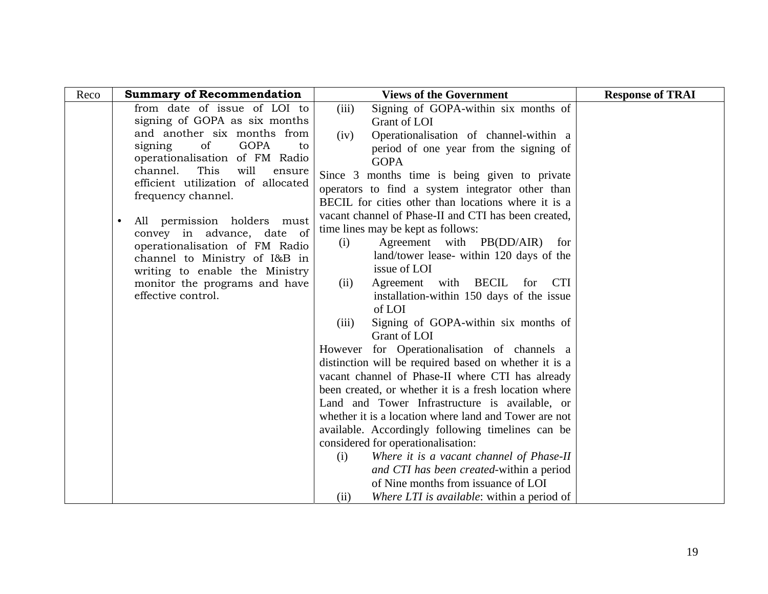| Reco | Summary of Recommendation | Views of the Government | Response of TRAI |
|---|---|---|---|
| | from date of issue of LOI to signing of GOPA as six months and another six months from signing of GOPA to operationalisation of FM Radio channel. This will ensure efficient utilization of allocated frequency channel.<br><br>• All permission holders must convey in advance, date of operationalisation of FM Radio channel to Ministry of I&B in writing to enable the Ministry monitor the programs and have effective control. | (iii) Signing of GOPA-within six months of Grant of LOI<br>(iv) Operationalisation of channel-within a period of one year from the signing of GOPA<br>Since 3 months time is being given to private operators to find a system integrator other than BECIL for cities other than locations where it is a vacant channel of Phase-II and CTI has been created, time lines may be kept as follows:<br>(i) Agreement with PB(DD/AIR) for land/tower lease- within 120 days of the issue of LOI<br>(ii) Agreement with BECIL for CTI installation-within 150 days of the issue of LOI<br>(iii) Signing of GOPA-within six months of Grant of LOI<br>However for Operationalisation of channels a distinction will be required based on whether it is a vacant channel of Phase-II where CTI has already been created, or whether it is a fresh location where Land and Tower Infrastructure is available, or whether it is a location where land and Tower are not available. Accordingly following timelines can be considered for operationalisation:<br>(i) *Where it is a vacant channel of Phase-II and CTI has been created*-within a period of Nine months from issuance of LOI<br>(ii) *Where LTI is available*: within a period of | |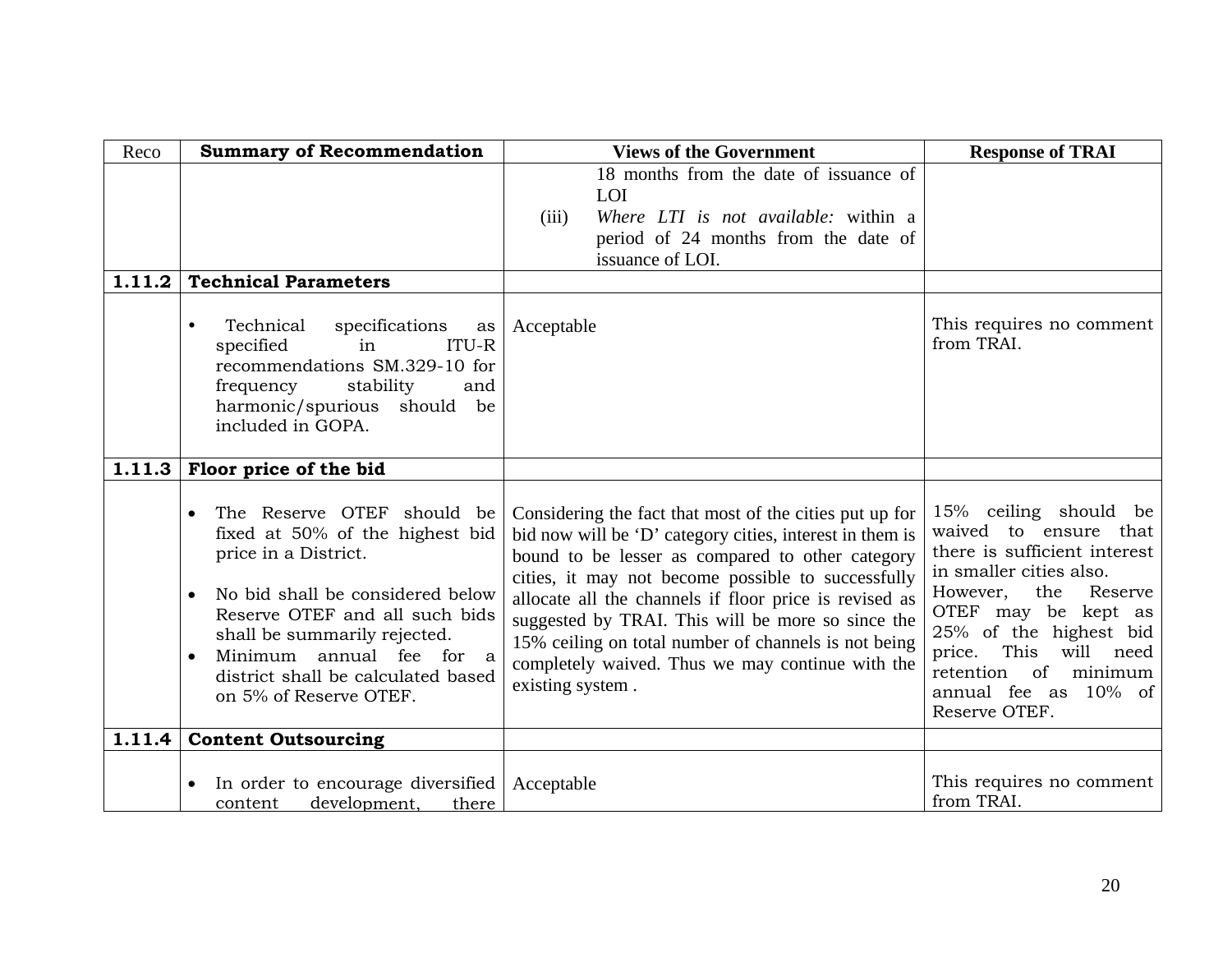| Reco | Summary of Recommendation | Views of the Government | Response of TRAI |
|---|---|---|---|
| | | 18 months from the date of issuance of LOI<br>(iii) *Where LTI is not available:* within a period of 24 months from the date of issuance of LOI. | |
| **1.11.2** | **Technical Parameters** | | |
| | • Technical specifications as specified in ITU-R recommendations SM.329-10 for frequency stability and harmonic/spurious should be included in GOPA. | Acceptable | This requires no comment from TRAI. |
| **1.11.3** | **Floor price of the bid** | | |
| | • The Reserve OTEF should be fixed at 50% of the highest bid price in a District.<br>• No bid shall be considered below Reserve OTEF and all such bids shall be summarily rejected.<br>• Minimum annual fee for a district shall be calculated based on 5% of Reserve OTEF. | Considering the fact that most of the cities put up for bid now will be 'D' category cities, interest in them is bound to be lesser as compared to other category cities, it may not become possible to successfully allocate all the channels if floor price is revised as suggested by TRAI. This will be more so since the 15% ceiling on total number of channels is not being completely waived. Thus we may continue with the existing system . | 15% ceiling should be waived to ensure that there is sufficient interest in smaller cities also.<br>However, the Reserve OTEF may be kept as 25% of the highest bid price. This will need retention of minimum annual fee as 10% of Reserve OTEF. |
| **1.11.4** | **Content Outsourcing** | | |
| | • In order to encourage diversified content development, there | Acceptable | This requires no comment from TRAI. |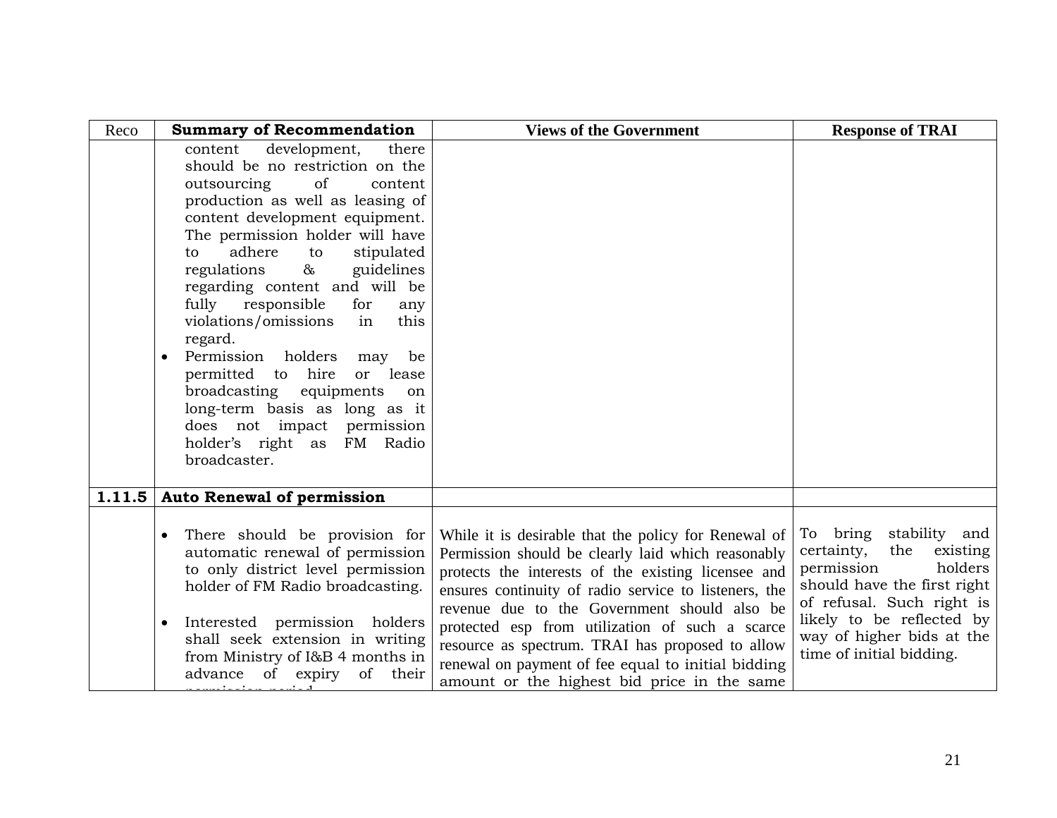| Reco | Summary of Recommendation | Views of the Government | Response of TRAI |
|---|---|---|---|
| | content development, there should be no restriction on the outsourcing of content production as well as leasing of content development equipment. The permission holder will have to adhere to stipulated regulations & guidelines regarding content and will be fully responsible for any violations/omissions in this regard.<br>• Permission holders may be permitted to hire or lease broadcasting equipments on long-term basis as long as it does not impact permission holder's right as FM Radio broadcaster. | | |
| **1.11.5** | **Auto Renewal of permission** | | |
| | • There should be provision for automatic renewal of permission to only district level permission holder of FM Radio broadcasting.<br>• Interested permission holders shall seek extension in writing from Ministry of I&B 4 months in advance of expiry of their permission period | While it is desirable that the policy for Renewal of Permission should be clearly laid which reasonably protects the interests of the existing licensee and ensures continuity of radio service to listeners, the revenue due to the Government should also be protected esp from utilization of such a scarce resource as spectrum. TRAI has proposed to allow renewal on payment of fee equal to initial bidding amount or the highest bid price in the same | To bring stability and certainty, the existing permission holders should have the first right of refusal. Such right is likely to be reflected by way of higher bids at the time of initial bidding. |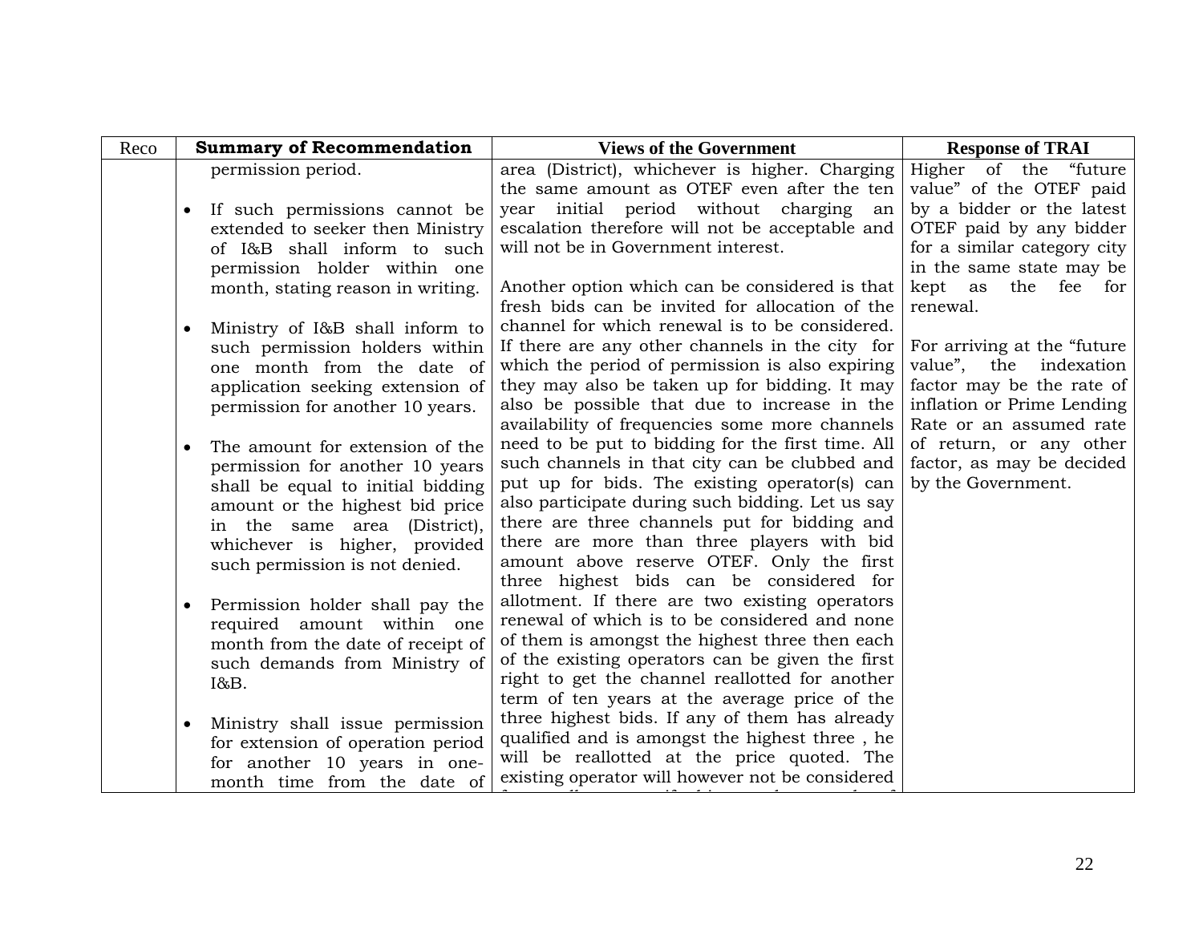| Reco | Summary of Recommendation | Views of the Government | Response of TRAI |
|---|---|---|---|
| | permission period.<br><br>• If such permissions cannot be extended to seeker then Ministry of I&B shall inform to such permission holder within one month, stating reason in writing.<br><br>• Ministry of I&B shall inform to such permission holders within one month from the date of application seeking extension of permission for another 10 years.<br><br>• The amount for extension of the permission for another 10 years shall be equal to initial bidding amount or the highest bid price in the same area (District), whichever is higher, provided such permission is not denied.<br><br>• Permission holder shall pay the required amount within one month from the date of receipt of such demands from Ministry of I&B.<br><br>• Ministry shall issue permission for extension of operation period for another 10 years in one-month time from the date of | area (District), whichever is higher. Charging the same amount as OTEF even after the ten year initial period without charging an escalation therefore will not be acceptable and will not be in Government interest.<br><br>Another option which can be considered is that fresh bids can be invited for allocation of the channel for which renewal is to be considered. If there are any other channels in the city for which the period of permission is also expiring they may also be taken up for bidding. It may also be possible that due to increase in the availability of frequencies some more channels need to be put to bidding for the first time. All such channels in that city can be clubbed and put up for bids. The existing operator(s) can also participate during such bidding. Let us say there are three channels put for bidding and there are more than three players with bid amount above reserve OTEF. Only the first three highest bids can be considered for allotment. If there are two existing operators renewal of which is to be considered and none of them is amongst the highest three then each of the existing operators can be given the first right to get the channel reallotted for another term of ten years at the average price of the three highest bids. If any of them has already qualified and is amongst the highest three , he will be reallotted at the price quoted. The existing operator will however not be considered | Higher of the "future value" of the OTEF paid by a bidder or the latest OTEF paid by any bidder for a similar category city in the same state may be kept as the fee for renewal.<br><br>For arriving at the "future value", the indexation factor may be the rate of inflation or Prime Lending Rate or an assumed rate of return, or any other factor, as may be decided by the Government. |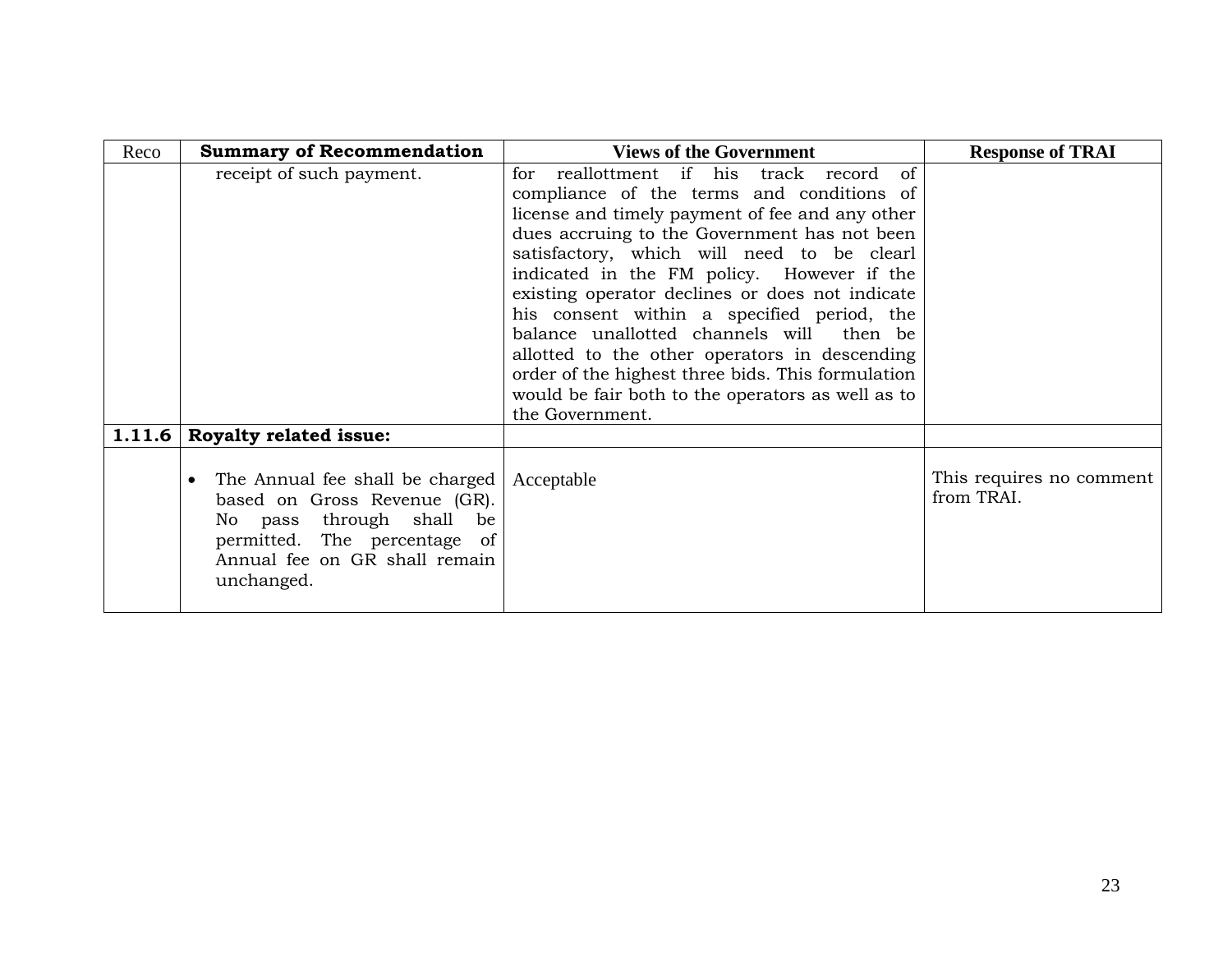| Reco | **Summary of Recommendation** | **Views of the Government** | **Response of TRAI** |
|---|---|---|---|
| | receipt of such payment. | for reallottment if his track record of compliance of the terms and conditions of license and timely payment of fee and any other dues accruing to the Government has not been satisfactory, which will need to be clearl indicated in the FM policy. However if the existing operator declines or does not indicate his consent within a specified period, the balance unallotted channels will then be allotted to the other operators in descending order of the highest three bids. This formulation would be fair both to the operators as well as to the Government. | |
| **1.11.6** | **Royalty related issue:** | | |
| | • The Annual fee shall be charged based on Gross Revenue (GR). No pass through shall be permitted. The percentage of Annual fee on GR shall remain unchanged. | Acceptable | This requires no comment from TRAI. |